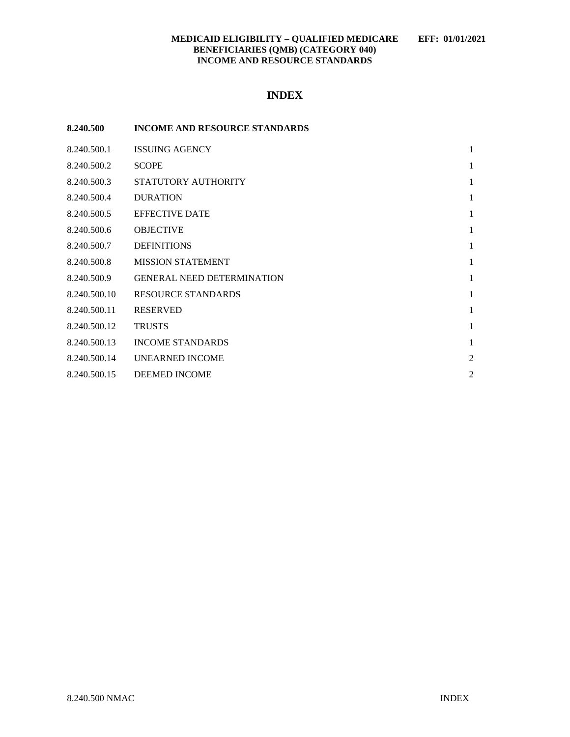**MEDICAID ELIGIBILITY – QUALIFIED MEDICARE BENEFICIARIES (QMB) (CATEGORY 040) INCOME AND RESOURCE STANDARDS** **EFF: 01/01/2021**

# INDEX

| **8.240.500** | **INCOME AND RESOURCE STANDARDS** | |
|---|---|---|
| 8.240.500.1 | ISSUING AGENCY | 1 |
| 8.240.500.2 | SCOPE | 1 |
| 8.240.500.3 | STATUTORY AUTHORITY | 1 |
| 8.240.500.4 | DURATION | 1 |
| 8.240.500.5 | EFFECTIVE DATE | 1 |
| 8.240.500.6 | OBJECTIVE | 1 |
| 8.240.500.7 | DEFINITIONS | 1 |
| 8.240.500.8 | MISSION STATEMENT | 1 |
| 8.240.500.9 | GENERAL NEED DETERMINATION | 1 |
| 8.240.500.10 | RESOURCE STANDARDS | 1 |
| 8.240.500.11 | RESERVED | 1 |
| 8.240.500.12 | TRUSTS | 1 |
| 8.240.500.13 | INCOME STANDARDS | 1 |
| 8.240.500.14 | UNEARNED INCOME | 2 |
| 8.240.500.15 | DEEMED INCOME | 2 |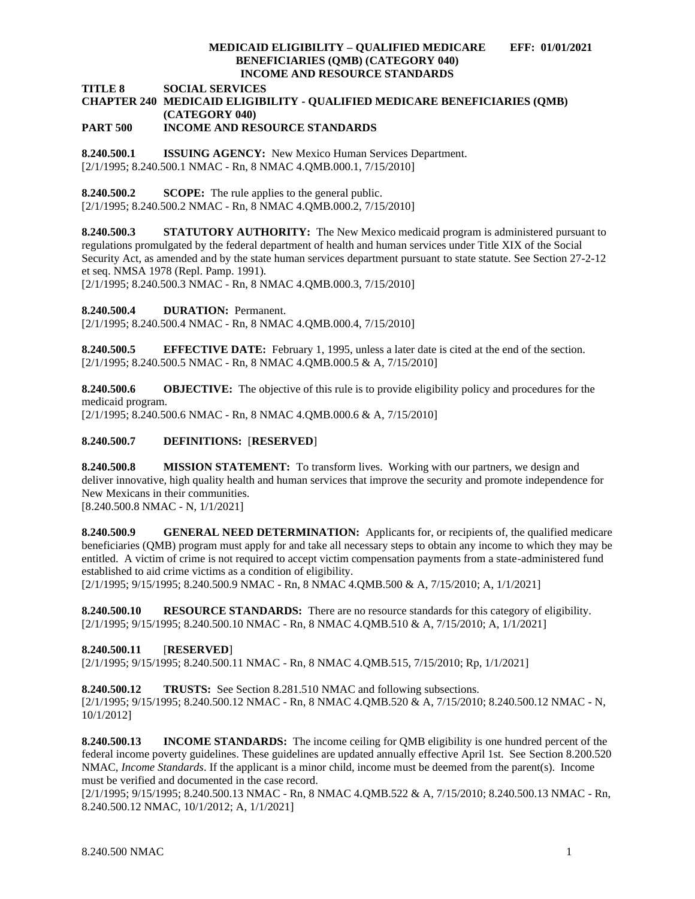**TITLE 8 SOCIAL SERVICES**
**CHAPTER 240 MEDICAID ELIGIBILITY - QUALIFIED MEDICARE BENEFICIARIES (QMB) (CATEGORY 040)**
**PART 500 INCOME AND RESOURCE STANDARDS**

**8.240.500.1 ISSUING AGENCY:** New Mexico Human Services Department.
[2/1/1995; 8.240.500.1 NMAC - Rn, 8 NMAC 4.QMB.000.1, 7/15/2010]

**8.240.500.2 SCOPE:** The rule applies to the general public.
[2/1/1995; 8.240.500.2 NMAC - Rn, 8 NMAC 4.QMB.000.2, 7/15/2010]

**8.240.500.3 STATUTORY AUTHORITY:** The New Mexico medicaid program is administered pursuant to regulations promulgated by the federal department of health and human services under Title XIX of the Social Security Act, as amended and by the state human services department pursuant to state statute. See Section 27-2-12 et seq. NMSA 1978 (Repl. Pamp. 1991).
[2/1/1995; 8.240.500.3 NMAC - Rn, 8 NMAC 4.QMB.000.3, 7/15/2010]

**8.240.500.4 DURATION:** Permanent.
[2/1/1995; 8.240.500.4 NMAC - Rn, 8 NMAC 4.QMB.000.4, 7/15/2010]

**8.240.500.5 EFFECTIVE DATE:** February 1, 1995, unless a later date is cited at the end of the section.
[2/1/1995; 8.240.500.5 NMAC - Rn, 8 NMAC 4.QMB.000.5 & A, 7/15/2010]

**8.240.500.6 OBJECTIVE:** The objective of this rule is to provide eligibility policy and procedures for the medicaid program.
[2/1/1995; 8.240.500.6 NMAC - Rn, 8 NMAC 4.QMB.000.6 & A, 7/15/2010]

**8.240.500.7 DEFINITIONS:** [**RESERVED**]

**8.240.500.8 MISSION STATEMENT:** To transform lives. Working with our partners, we design and deliver innovative, high quality health and human services that improve the security and promote independence for New Mexicans in their communities.
[8.240.500.8 NMAC - N, 1/1/2021]

**8.240.500.9 GENERAL NEED DETERMINATION:** Applicants for, or recipients of, the qualified medicare beneficiaries (QMB) program must apply for and take all necessary steps to obtain any income to which they may be entitled. A victim of crime is not required to accept victim compensation payments from a state-administered fund established to aid crime victims as a condition of eligibility.
[2/1/1995; 9/15/1995; 8.240.500.9 NMAC - Rn, 8 NMAC 4.QMB.500 & A, 7/15/2010; A, 1/1/2021]

**8.240.500.10 RESOURCE STANDARDS:** There are no resource standards for this category of eligibility.
[2/1/1995; 9/15/1995; 8.240.500.10 NMAC - Rn, 8 NMAC 4.QMB.510 & A, 7/15/2010; A, 1/1/2021]

**8.240.500.11** [**RESERVED**]
[2/1/1995; 9/15/1995; 8.240.500.11 NMAC - Rn, 8 NMAC 4.QMB.515, 7/15/2010; Rp, 1/1/2021]

**8.240.500.12 TRUSTS:** See Section 8.281.510 NMAC and following subsections.
[2/1/1995; 9/15/1995; 8.240.500.12 NMAC - Rn, 8 NMAC 4.QMB.520 & A, 7/15/2010; 8.240.500.12 NMAC - N, 10/1/2012]

**8.240.500.13 INCOME STANDARDS:** The income ceiling for QMB eligibility is one hundred percent of the federal income poverty guidelines. These guidelines are updated annually effective April 1st. See Section 8.200.520 NMAC, *Income Standards*. If the applicant is a minor child, income must be deemed from the parent(s). Income must be verified and documented in the case record.
[2/1/1995; 9/15/1995; 8.240.500.13 NMAC - Rn, 8 NMAC 4.QMB.522 & A, 7/15/2010; 8.240.500.13 NMAC - Rn, 8.240.500.12 NMAC, 10/1/2012; A, 1/1/2021]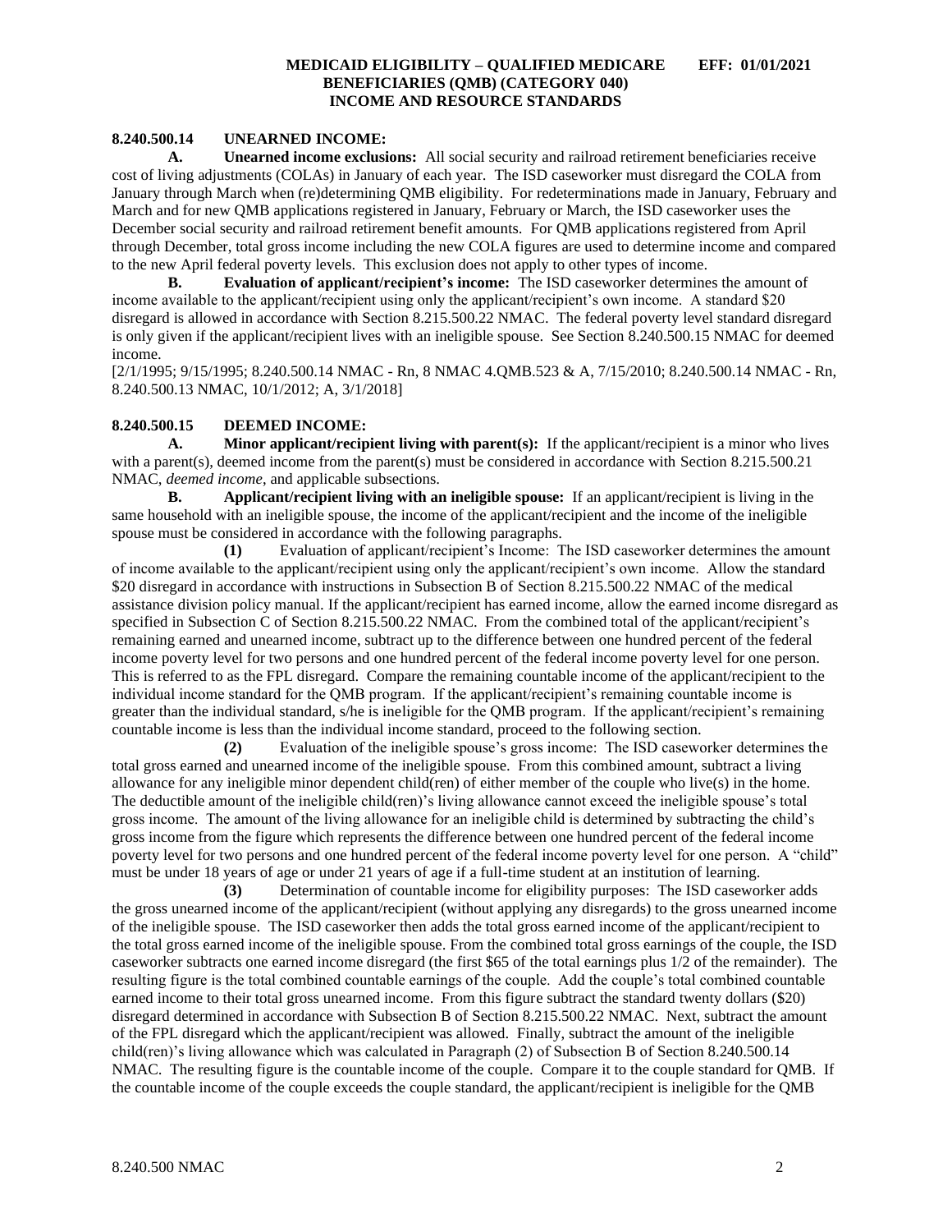### 8.240.500.14 UNEARNED INCOME:

**A. Unearned income exclusions:** All social security and railroad retirement beneficiaries receive cost of living adjustments (COLAs) in January of each year. The ISD caseworker must disregard the COLA from January through March when (re)determining QMB eligibility. For redeterminations made in January, February and March and for new QMB applications registered in January, February or March, the ISD caseworker uses the December social security and railroad retirement benefit amounts. For QMB applications registered from April through December, total gross income including the new COLA figures are used to determine income and compared to the new April federal poverty levels. This exclusion does not apply to other types of income.

**B. Evaluation of applicant/recipient's income:** The ISD caseworker determines the amount of income available to the applicant/recipient using only the applicant/recipient's own income. A standard $20 disregard is allowed in accordance with Section 8.215.500.22 NMAC. The federal poverty level standard disregard is only given if the applicant/recipient lives with an ineligible spouse. See Section 8.240.500.15 NMAC for deemed income.

[2/1/1995; 9/15/1995; 8.240.500.14 NMAC - Rn, 8 NMAC 4.QMB.523 & A, 7/15/2010; 8.240.500.14 NMAC - Rn, 8.240.500.13 NMAC, 10/1/2012; A, 3/1/2018]

### 8.240.500.15 DEEMED INCOME:

**A. Minor applicant/recipient living with parent(s):** If the applicant/recipient is a minor who lives with a parent(s), deemed income from the parent(s) must be considered in accordance with Section 8.215.500.21 NMAC, *deemed income*, and applicable subsections.

**B. Applicant/recipient living with an ineligible spouse:** If an applicant/recipient is living in the same household with an ineligible spouse, the income of the applicant/recipient and the income of the ineligible spouse must be considered in accordance with the following paragraphs.

**(1)** Evaluation of applicant/recipient's Income: The ISD caseworker determines the amount of income available to the applicant/recipient using only the applicant/recipient's own income. Allow the standard $20 disregard in accordance with instructions in Subsection B of Section 8.215.500.22 NMAC of the medical assistance division policy manual. If the applicant/recipient has earned income, allow the earned income disregard as specified in Subsection C of Section 8.215.500.22 NMAC. From the combined total of the applicant/recipient's remaining earned and unearned income, subtract up to the difference between one hundred percent of the federal income poverty level for two persons and one hundred percent of the federal income poverty level for one person. This is referred to as the FPL disregard. Compare the remaining countable income of the applicant/recipient to the individual income standard for the QMB program. If the applicant/recipient's remaining countable income is greater than the individual standard, s/he is ineligible for the QMB program. If the applicant/recipient's remaining countable income is less than the individual income standard, proceed to the following section.

**(2)** Evaluation of the ineligible spouse's gross income: The ISD caseworker determines the total gross earned and unearned income of the ineligible spouse. From this combined amount, subtract a living allowance for any ineligible minor dependent child(ren) of either member of the couple who live(s) in the home. The deductible amount of the ineligible child(ren)'s living allowance cannot exceed the ineligible spouse's total gross income. The amount of the living allowance for an ineligible child is determined by subtracting the child's gross income from the figure which represents the difference between one hundred percent of the federal income poverty level for two persons and one hundred percent of the federal income poverty level for one person. A "child" must be under 18 years of age or under 21 years of age if a full-time student at an institution of learning.

**(3)** Determination of countable income for eligibility purposes: The ISD caseworker adds the gross unearned income of the applicant/recipient (without applying any disregards) to the gross unearned income of the ineligible spouse. The ISD caseworker then adds the total gross earned income of the applicant/recipient to the total gross earned income of the ineligible spouse. From the combined total gross earnings of the couple, the ISD caseworker subtracts one earned income disregard (the first $65 of the total earnings plus 1/2 of the remainder). The resulting figure is the total combined countable earnings of the couple. Add the couple's total combined countable earned income to their total gross unearned income. From this figure subtract the standard twenty dollars ($20) disregard determined in accordance with Subsection B of Section 8.215.500.22 NMAC. Next, subtract the amount of the FPL disregard which the applicant/recipient was allowed. Finally, subtract the amount of the ineligible child(ren)'s living allowance which was calculated in Paragraph (2) of Subsection B of Section 8.240.500.14 NMAC. The resulting figure is the countable income of the couple. Compare it to the couple standard for QMB. If the countable income of the couple exceeds the couple standard, the applicant/recipient is ineligible for the QMB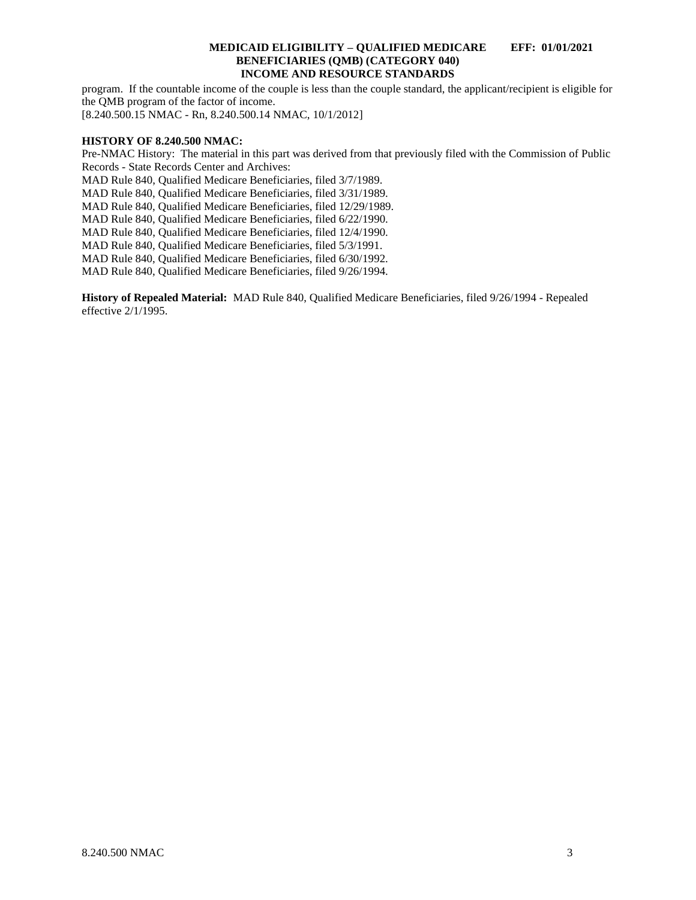program. If the countable income of the couple is less than the couple standard, the applicant/recipient is eligible for the QMB program of the factor of income.
[8.240.500.15 NMAC - Rn, 8.240.500.14 NMAC, 10/1/2012]

**HISTORY OF 8.240.500 NMAC:**

Pre-NMAC History: The material in this part was derived from that previously filed with the Commission of Public Records - State Records Center and Archives:
MAD Rule 840, Qualified Medicare Beneficiaries, filed 3/7/1989.
MAD Rule 840, Qualified Medicare Beneficiaries, filed 3/31/1989.
MAD Rule 840, Qualified Medicare Beneficiaries, filed 12/29/1989.
MAD Rule 840, Qualified Medicare Beneficiaries, filed 6/22/1990.
MAD Rule 840, Qualified Medicare Beneficiaries, filed 12/4/1990.
MAD Rule 840, Qualified Medicare Beneficiaries, filed 5/3/1991.
MAD Rule 840, Qualified Medicare Beneficiaries, filed 6/30/1992.
MAD Rule 840, Qualified Medicare Beneficiaries, filed 9/26/1994.

**History of Repealed Material:** MAD Rule 840, Qualified Medicare Beneficiaries, filed 9/26/1994 - Repealed effective 2/1/1995.